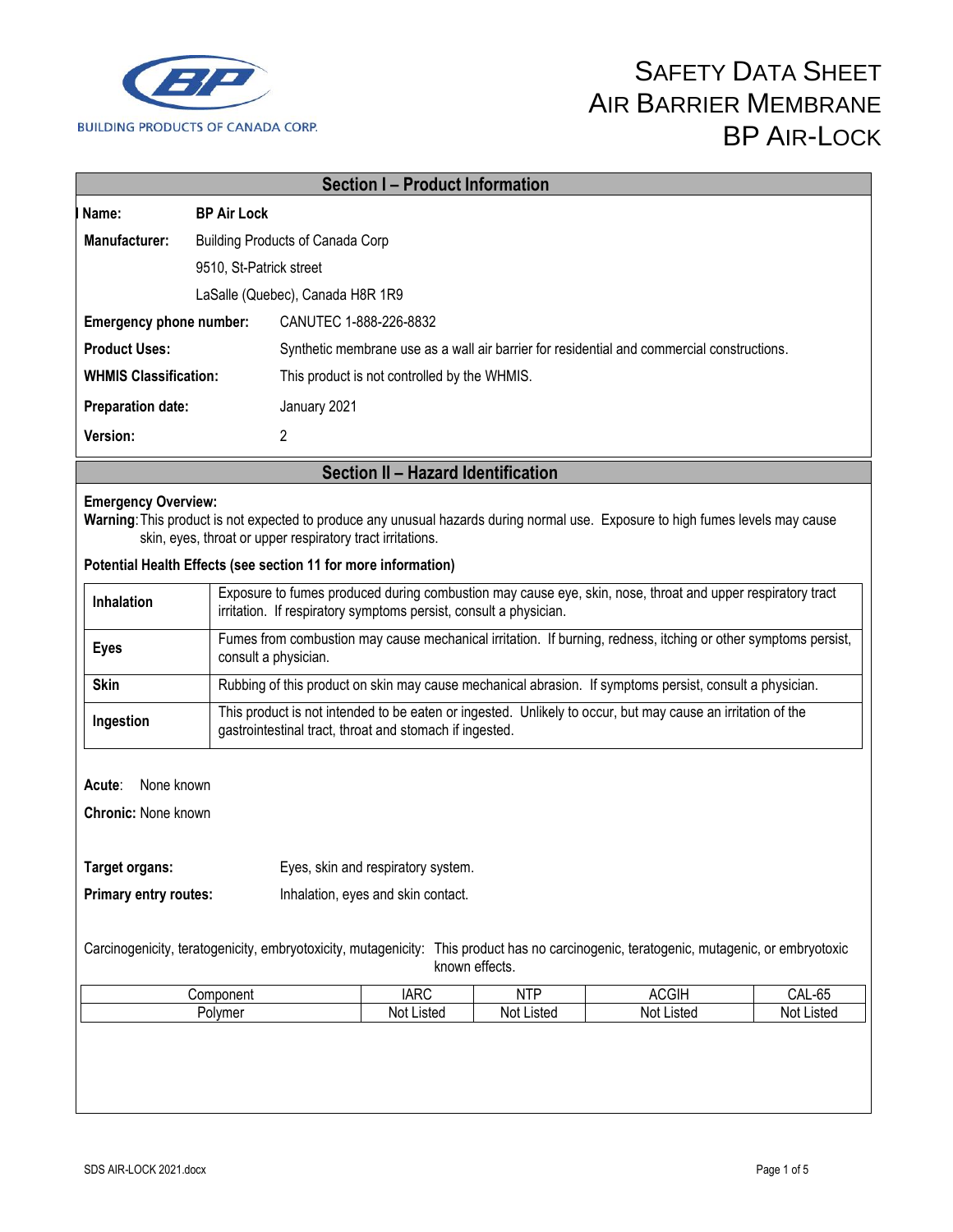BUILDING PRODUCTS OF CANADA CORP.

# SAFETY DATA SHEET
# AIR BARRIER MEMBRANE
# BP AIR-LOCK

## Section I – Product Information

**Name:** **BP Air Lock**

**Manufacturer:** Building Products of Canada Corp
9510, St-Patrick street
LaSalle (Quebec), Canada H8R 1R9

**Emergency phone number:** CANUTEC 1-888-226-8832

**Product Uses:** Synthetic membrane use as a wall air barrier for residential and commercial constructions.

**WHMIS Classification:** This product is not controlled by the WHMIS.

**Preparation date:** January 2021

**Version:** 2

## Section II – Hazard Identification

**Emergency Overview:**

**Warning**: This product is not expected to produce any unusual hazards during normal use. Exposure to high fumes levels may cause skin, eyes, throat or upper respiratory tract irritations.

**Potential Health Effects (see section 11 for more information)**

| | |
|---|---|
| **Inhalation** | Exposure to fumes produced during combustion may cause eye, skin, nose, throat and upper respiratory tract irritation. If respiratory symptoms persist, consult a physician. |
| **Eyes** | Fumes from combustion may cause mechanical irritation. If burning, redness, itching or other symptoms persist, consult a physician. |
| **Skin** | Rubbing of this product on skin may cause mechanical abrasion. If symptoms persist, consult a physician. |
| **Ingestion** | This product is not intended to be eaten or ingested. Unlikely to occur, but may cause an irritation of the gastrointestinal tract, throat and stomach if ingested. |

**Acute**: None known

**Chronic:** None known

**Target organs:** Eyes, skin and respiratory system.

**Primary entry routes:** Inhalation, eyes and skin contact.

Carcinogenicity, teratogenicity, embryotoxicity, mutagenicity: This product has no carcinogenic, teratogenic, mutagenic, or embryotoxic known effects.

| Component | IARC | NTP | ACGIH | CAL-65 |
|---|---|---|---|---|
| Polymer | Not Listed | Not Listed | Not Listed | Not Listed |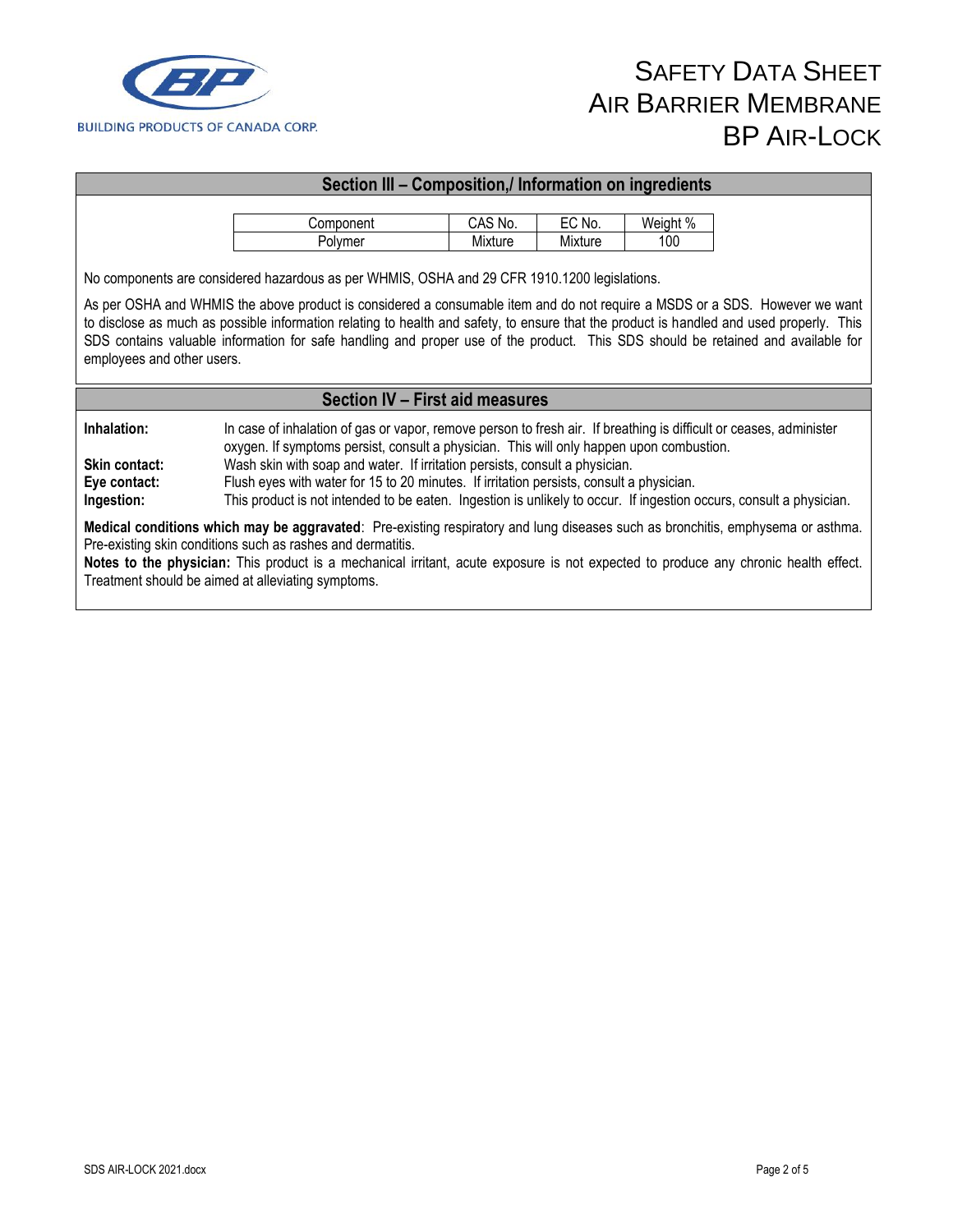## Section III – Composition,/ Information on ingredients

| Component | CAS No. | EC No. | Weight % |
|---|---|---|---|
| Polymer | Mixture | Mixture | 100 |

No components are considered hazardous as per WHMIS, OSHA and 29 CFR 1910.1200 legislations.

As per OSHA and WHMIS the above product is considered a consumable item and do not require a MSDS or a SDS. However we want to disclose as much as possible information relating to health and safety, to ensure that the product is handled and used properly. This SDS contains valuable information for safe handling and proper use of the product. This SDS should be retained and available for employees and other users.

## Section IV – First aid measures

**Inhalation:** In case of inhalation of gas or vapor, remove person to fresh air. If breathing is difficult or ceases, administer oxygen. If symptoms persist, consult a physician. This will only happen upon combustion.

**Skin contact:** Wash skin with soap and water. If irritation persists, consult a physician.

**Eye contact:** Flush eyes with water for 15 to 20 minutes. If irritation persists, consult a physician.

**Ingestion:** This product is not intended to be eaten. Ingestion is unlikely to occur. If ingestion occurs, consult a physician.

**Medical conditions which may be aggravated**: Pre-existing respiratory and lung diseases such as bronchitis, emphysema or asthma. Pre-existing skin conditions such as rashes and dermatitis.

**Notes to the physician:** This product is a mechanical irritant, acute exposure is not expected to produce any chronic health effect. Treatment should be aimed at alleviating symptoms.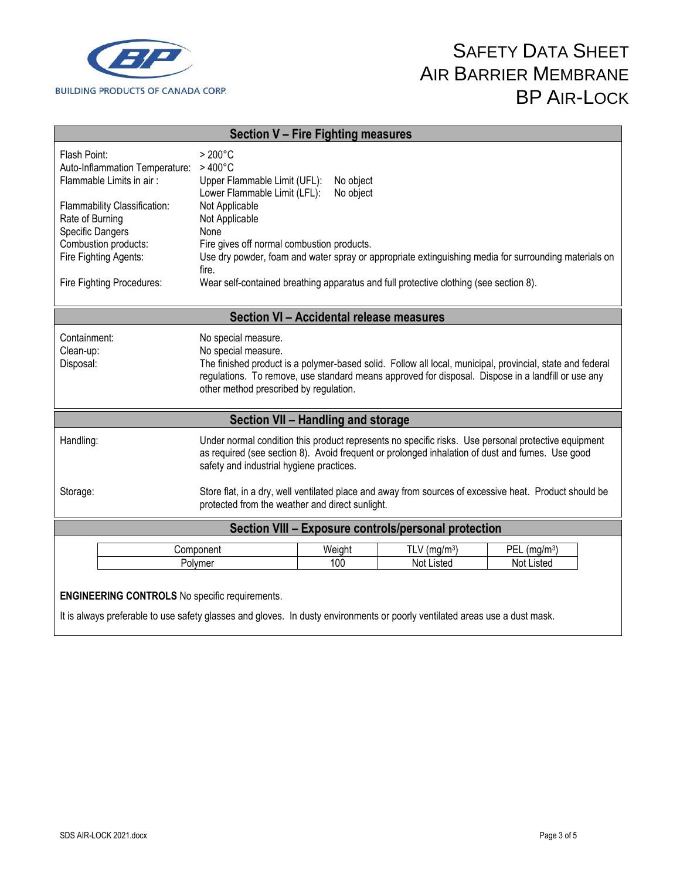## Section V – Fire Fighting measures

| | |
|---|---|
| Flash Point: | > 200°C |
| Auto-Inflammation Temperature: | > 400°C |
| Flammable Limits in air : | Upper Flammable Limit (UFL): No object<br>Lower Flammable Limit (LFL): No object |
| Flammability Classification: | Not Applicable |
| Rate of Burning | Not Applicable |
| Specific Dangers | None |
| Combustion products: | Fire gives off normal combustion products. |
| Fire Fighting Agents: | Use dry powder, foam and water spray or appropriate extinguishing media for surrounding materials on fire. |
| Fire Fighting Procedures: | Wear self-contained breathing apparatus and full protective clothing (see section 8). |

## Section VI – Accidental release measures

| | |
|---|---|
| Containment: | No special measure. |
| Clean-up: | No special measure. |
| Disposal: | The finished product is a polymer-based solid. Follow all local, municipal, provincial, state and federal regulations. To remove, use standard means approved for disposal. Dispose in a landfill or use any other method prescribed by regulation. |

## Section VII – Handling and storage

| | |
|---|---|
| Handling: | Under normal condition this product represents no specific risks. Use personal protective equipment as required (see section 8). Avoid frequent or prolonged inhalation of dust and fumes. Use good safety and industrial hygiene practices. |
| Storage: | Store flat, in a dry, well ventilated place and away from sources of excessive heat. Product should be protected from the weather and direct sunlight. |

## Section VIII – Exposure controls/personal protection

| Component | Weight | TLV (mg/m$^3$) | PEL (mg/m$^3$) |
|---|---|---|---|
| Polymer | 100 | Not Listed | Not Listed |

**ENGINEERING CONTROLS** No specific requirements.

It is always preferable to use safety glasses and gloves. In dusty environments or poorly ventilated areas use a dust mask.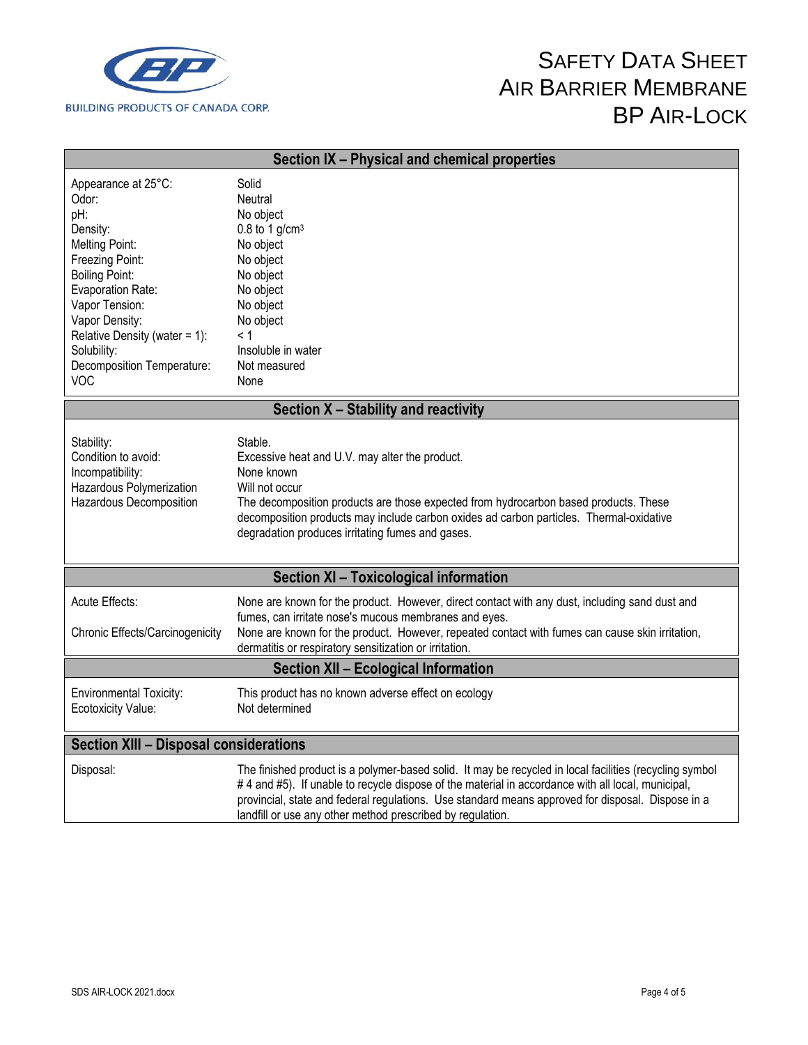## Section IX – Physical and chemical properties

| | |
|---|---|
| Appearance at 25°C: | Solid |
| Odor: | Neutral |
| pH: | No object |
| Density: | 0.8 to 1 g/cm$^3$ |
| Melting Point: | No object |
| Freezing Point: | No object |
| Boiling Point: | No object |
| Evaporation Rate: | No object |
| Vapor Tension: | No object |
| Vapor Density: | No object |
| Relative Density (water = 1): | < 1 |
| Solubility: | Insoluble in water |
| Decomposition Temperature: | Not measured |
| VOC | None |

## Section X – Stability and reactivity

| | |
|---|---|
| Stability: | Stable. |
| Condition to avoid: | Excessive heat and U.V. may alter the product. |
| Incompatibility: | None known |
| Hazardous Polymerization | Will not occur |
| Hazardous Decomposition | The decomposition products are those expected from hydrocarbon based products. These decomposition products may include carbon oxides ad carbon particles. Thermal-oxidative degradation produces irritating fumes and gases. |

## Section XI – Toxicological information

| | |
|---|---|
| Acute Effects: | None are known for the product. However, direct contact with any dust, including sand dust and fumes, can irritate nose's mucous membranes and eyes. |
| Chronic Effects/Carcinogenicity | None are known for the product. However, repeated contact with fumes can cause skin irritation, dermatitis or respiratory sensitization or irritation. |

## Section XII – Ecological Information

| | |
|---|---|
| Environmental Toxicity: | This product has no known adverse effect on ecology |
| Ecotoxicity Value: | Not determined |

## Section XIII – Disposal considerations

| | |
|---|---|
| Disposal: | The finished product is a polymer-based solid. It may be recycled in local facilities (recycling symbol # 4 and #5). If unable to recycle dispose of the material in accordance with all local, municipal, provincial, state and federal regulations. Use standard means approved for disposal. Dispose in a landfill or use any other method prescribed by regulation. |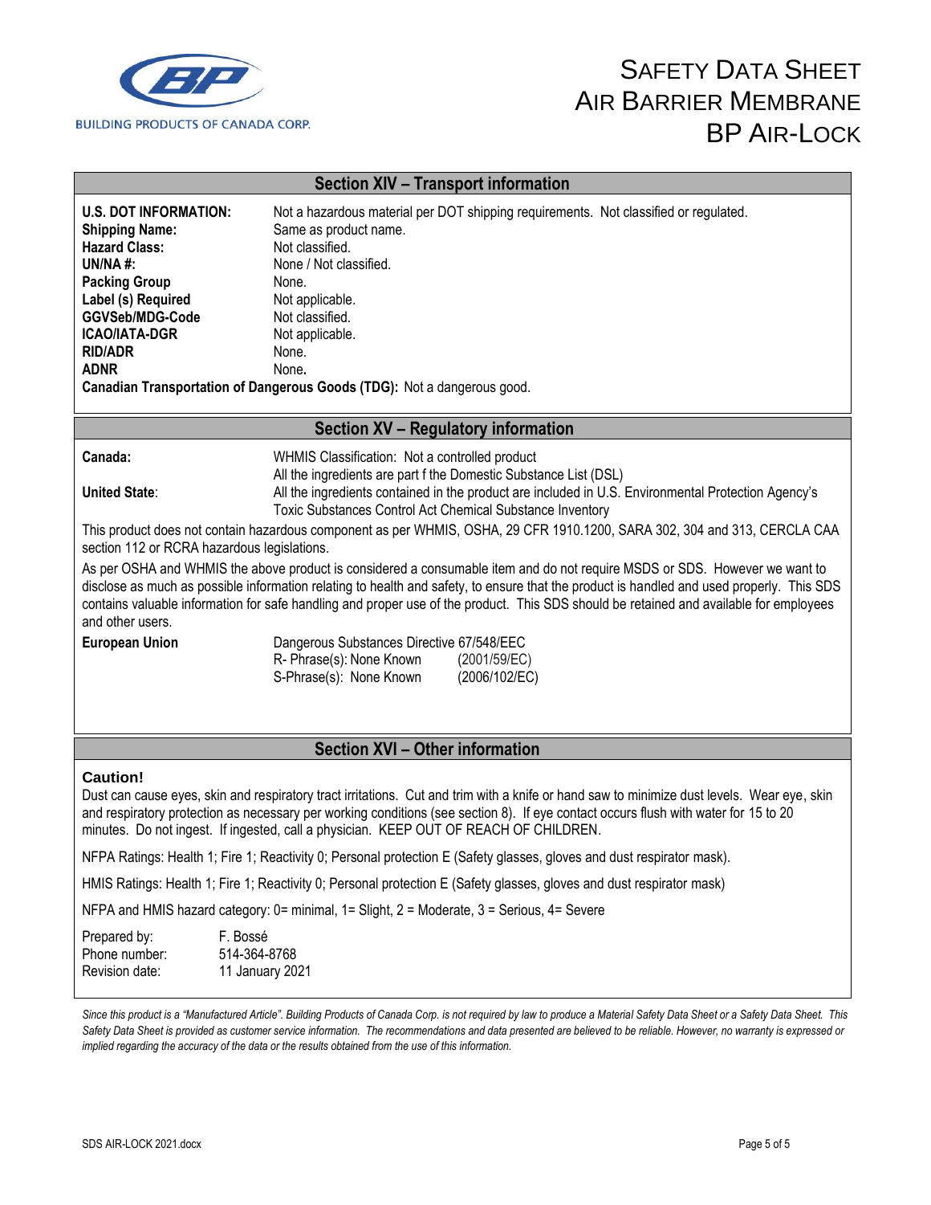# SAFETY DATA SHEET
# AIR BARRIER MEMBRANE
# BP AIR-LOCK

BUILDING PRODUCTS OF CANADA CORP.

## Section XIV – Transport information

| | |
|---|---|
| **U.S. DOT INFORMATION:** | Not a hazardous material per DOT shipping requirements. Not classified or regulated. |
| **Shipping Name:** | Same as product name. |
| **Hazard Class:** | Not classified. |
| **UN/NA #:** | None / Not classified. |
| **Packing Group** | None. |
| **Label (s) Required** | Not applicable. |
| **GGVSeb/MDG-Code** | Not classified. |
| **ICAO/IATA-DGR** | Not applicable. |
| **RID/ADR** | None. |
| **ADNR** | None**.** |

**Canadian Transportation of Dangerous Goods (TDG):** Not a dangerous good.

## Section XV – Regulatory information

| | |
|---|---|
| **Canada:** | WHMIS Classification: Not a controlled product<br>All the ingredients are part f the Domestic Substance List (DSL) |
| **United State**: | All the ingredients contained in the product are included in U.S. Environmental Protection Agency's Toxic Substances Control Act Chemical Substance Inventory |

This product does not contain hazardous component as per WHMIS, OSHA, 29 CFR 1910.1200, SARA 302, 304 and 313, CERCLA CAA section 112 or RCRA hazardous legislations.

As per OSHA and WHMIS the above product is considered a consumable item and do not require MSDS or SDS. However we want to disclose as much as possible information relating to health and safety, to ensure that the product is handled and used properly. This SDS contains valuable information for safe handling and proper use of the product. This SDS should be retained and available for employees and other users.

| | | |
|---|---|---|
| **European Union** | Dangerous Substances Directive 67/548/EEC | |
| | R- Phrase(s): None Known | (2001/59/EC) |
| | S-Phrase(s): None Known | (2006/102/EC) |

## Section XVI – Other information

**Caution!**

Dust can cause eyes, skin and respiratory tract irritations. Cut and trim with a knife or hand saw to minimize dust levels. Wear eye, skin and respiratory protection as necessary per working conditions (see section 8). If eye contact occurs flush with water for 15 to 20 minutes. Do not ingest. If ingested, call a physician. KEEP OUT OF REACH OF CHILDREN.

NFPA Ratings: Health 1; Fire 1; Reactivity 0; Personal protection E (Safety glasses, gloves and dust respirator mask).

HMIS Ratings: Health 1; Fire 1; Reactivity 0; Personal protection E (Safety glasses, gloves and dust respirator mask)

NFPA and HMIS hazard category: 0= minimal, 1= Slight, 2 = Moderate, 3 = Serious, 4= Severe

| | |
|---|---|
| Prepared by: | F. Bossé |
| Phone number: | 514-364-8768 |
| Revision date: | 11 January 2021 |

*Since this product is a "Manufactured Article". Building Products of Canada Corp. is not required by law to produce a Material Safety Data Sheet or a Safety Data Sheet. This Safety Data Sheet is provided as customer service information. The recommendations and data presented are believed to be reliable. However, no warranty is expressed or implied regarding the accuracy of the data or the results obtained from the use of this information.*